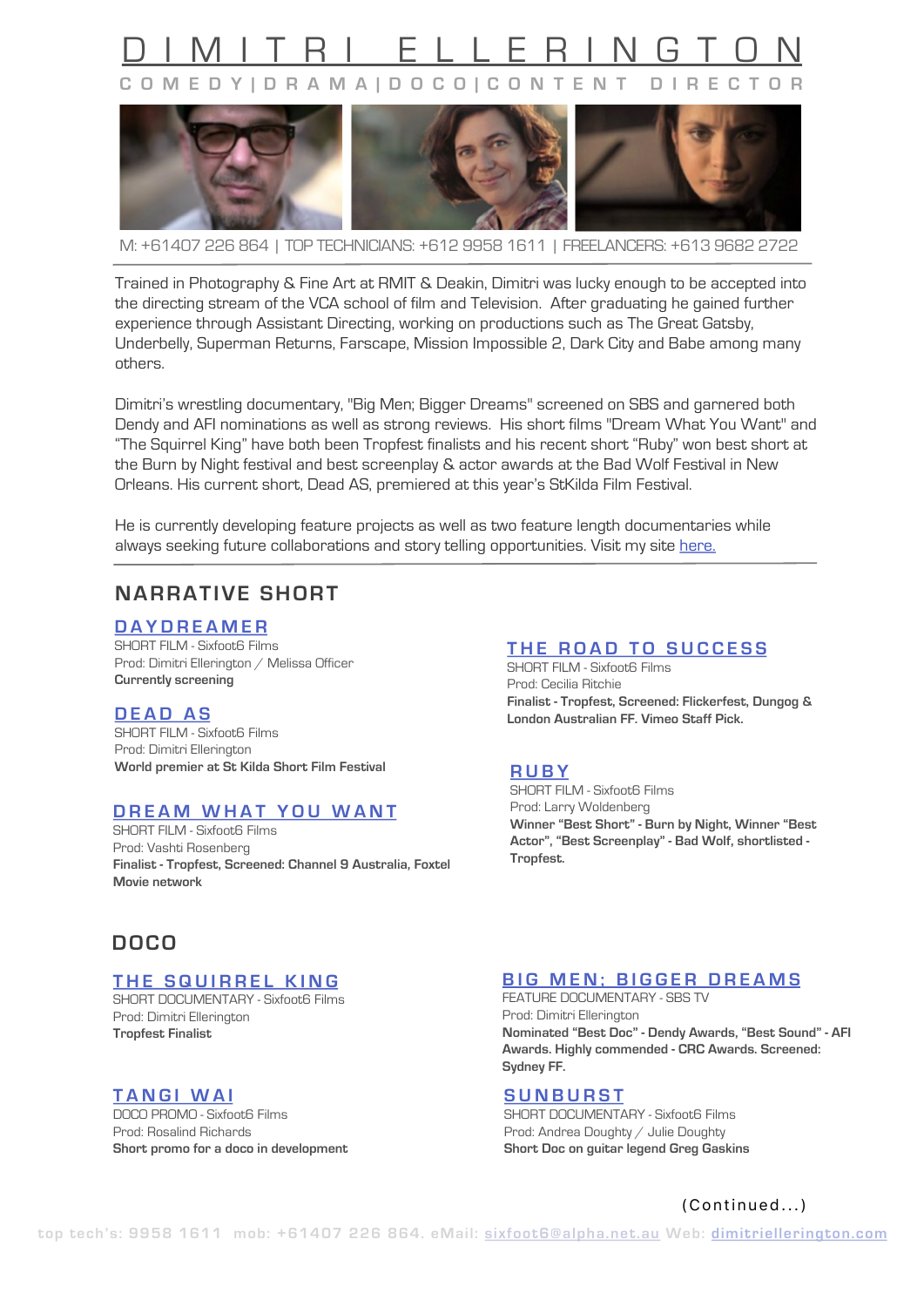# DIMITRI ELLERINGTON

COMEDY|DRAMA|DOCO|CONTENT DIRECTOR

M: +61407 226 864 | TOP TECHNICIANS: +612 9958 1611 | FREELANCERS: +613 9682 2722

Trained in Photography & Fine Art at RMIT & Deakin, Dimitri was lucky enough to be accepted into the directing stream of the VCA school of film and Television. After graduating he gained further experience through Assistant Directing, working on productions such as The Great Gatsby, Underbelly, Superman Returns, Farscape, Mission Impossible 2, Dark City and Babe among many others.

Dimitri's wrestling documentary, "Big Men; Bigger Dreams" screened on SBS and garnered both Dendy and AFI nominations as well as strong reviews. His short films "Dream What You Want" and "The Squirrel King" have both been Tropfest finalists and his recent short "Ruby" won best short at the Burn by Night festival and best screenplay & actor awards at the Bad Wolf Festival in New Orleans. His current short, Dead AS, premiered at this year's StKilda Film Festival.

He is currently developing feature projects as well as two feature length documentaries while always seeking future collaborations and story telling opportunities. Visit my site here.

## NARRATIVE SHORT

### DAYDREAMER
SHORT FILM - Sixfoot6 Films
Prod: Dimitri Ellerington / Melissa Officer
**Currently screening**

### DEAD AS
SHORT FILM - Sixfoot6 Films
Prod: Dimitri Ellerington
**World premier at St Kilda Short Film Festival**

### DREAM WHAT YOU WANT
SHORT FILM - Sixfoot6 Films
Prod: Vashti Rosenberg
**Finalist - Tropfest, Screened: Channel 9 Australia, Foxtel Movie network**

### THE ROAD TO SUCCESS
SHORT FILM - Sixfoot6 Films
Prod: Cecilia Ritchie
**Finalist - Tropfest, Screened: Flickerfest, Dungog & London Australian FF. Vimeo Staff Pick.**

### RUBY
SHORT FILM - Sixfoot6 Films
Prod: Larry Woldenberg
**Winner "Best Short" - Burn by Night, Winner "Best Actor", "Best Screenplay" - Bad Wolf, shortlisted - Tropfest.**

## DOCO

### THE SQUIRREL KING
SHORT DOCUMENTARY - Sixfoot6 Films
Prod: Dimitri Ellerington
**Tropfest Finalist**

### TANGI WAI
DOCO PROMO - Sixfoot6 Films
Prod: Rosalind Richards
**Short promo for a doco in development**

### BIG MEN; BIGGER DREAMS
FEATURE DOCUMENTARY - SBS TV
Prod: Dimitri Ellerington
**Nominated "Best Doc" - Dendy Awards, "Best Sound" - AFI Awards. Highly commended - CRC Awards. Screened: Sydney FF.**

### SUNBURST
SHORT DOCUMENTARY - Sixfoot6 Films
Prod: Andrea Doughty / Julie Doughty
**Short Doc on guitar legend Greg Gaskins**

(Continued...)

top tech's: 9958 1611 mob: +61407 226 864. eMail: sixfoot6@alpha.net.au Web: dimitriellerington.com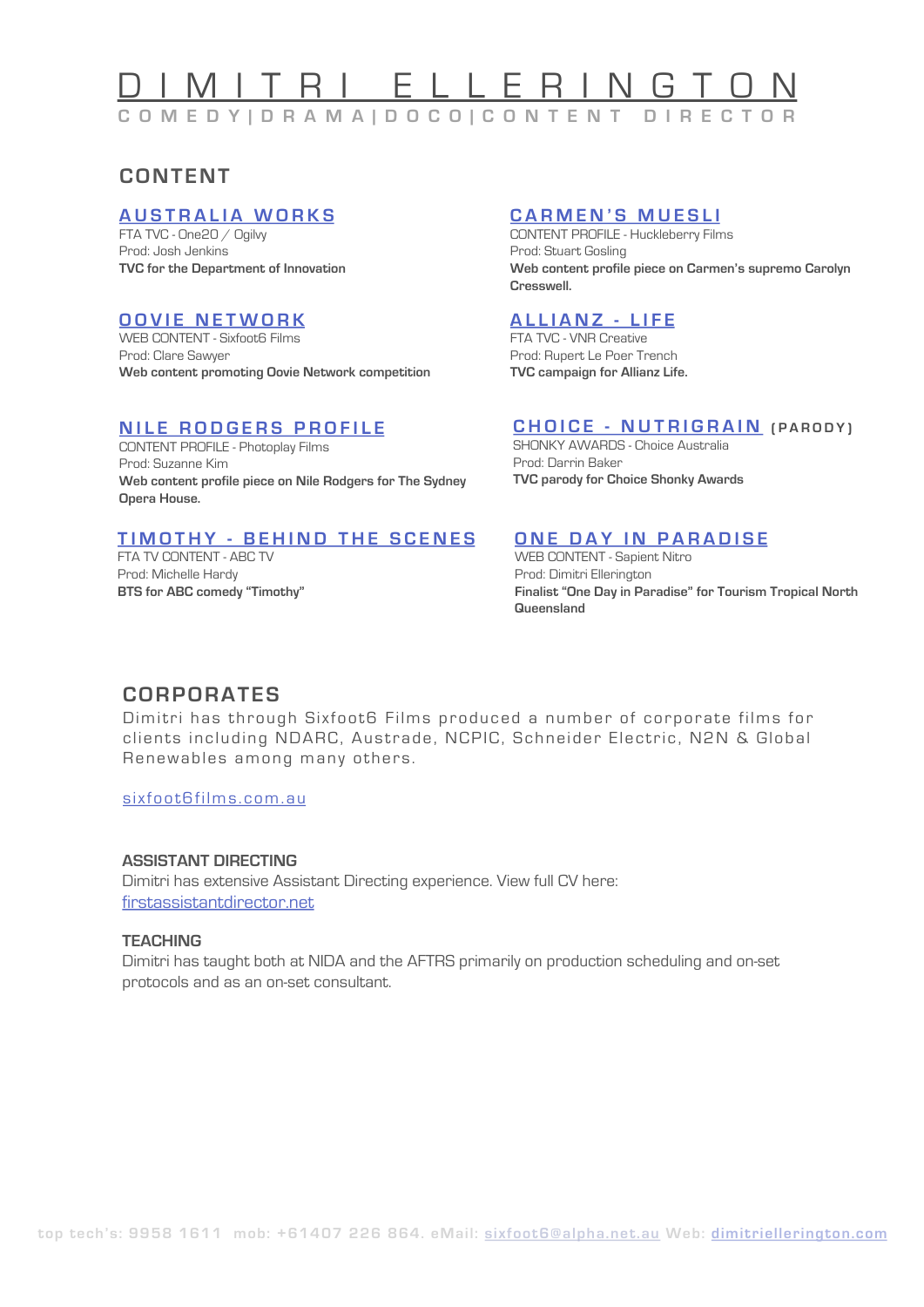# DIMITRI ELLERINGTON

COMEDY|DRAMA|DOCO|CONTENT DIRECTOR

## CONTENT

### AUSTRALIA WORKS

FTA TVC - One20 / Ogilvy
Prod: Josh Jenkins
**TVC for the Department of Innovation**

### OOVIE NETWORK

WEB CONTENT - Sixfoot6 Films
Prod: Clare Sawyer
**Web content promoting Oovie Network competition**

### NILE RODGERS PROFILE

CONTENT PROFILE - Photoplay Films
Prod: Suzanne Kim
**Web content profile piece on Nile Rodgers for The Sydney Opera House.**

### TIMOTHY - BEHIND THE SCENES

FTA TV CONTENT - ABC TV
Prod: Michelle Hardy
**BTS for ABC comedy "Timothy"**

### CARMEN'S MUESLI

CONTENT PROFILE - Huckleberry Films
Prod: Stuart Gosling
**Web content profile piece on Carmen's supremo Carolyn Cresswell.**

### ALLIANZ - LIFE

FTA TVC - VNR Creative
Prod: Rupert Le Poer Trench
**TVC campaign for Allianz Life.**

### CHOICE - NUTRIGRAIN (PARODY)

SHONKY AWARDS - Choice Australia
Prod: Darrin Baker
**TVC parody for Choice Shonky Awards**

### ONE DAY IN PARADISE

WEB CONTENT - Sapient Nitro
Prod: Dimitri Ellerington
**Finalist "One Day in Paradise" for Tourism Tropical North Queensland**

## CORPORATES

Dimitri has through Sixfoot6 Films produced a number of corporate films for clients including NDARC, Austrade, NCPIC, Schneider Electric, N2N & Global Renewables among many others.

sixfoot6films.com.au

### ASSISTANT DIRECTING

Dimitri has extensive Assistant Directing experience. View full CV here:
firstassistantdirector.net

### TEACHING

Dimitri has taught both at NIDA and the AFTRS primarily on production scheduling and on-set protocols and as an on-set consultant.

top tech's: 9958 1611 mob: +61407 226 864. eMail: sixfoot6@alpha.net.au Web: dimitriellerington.com